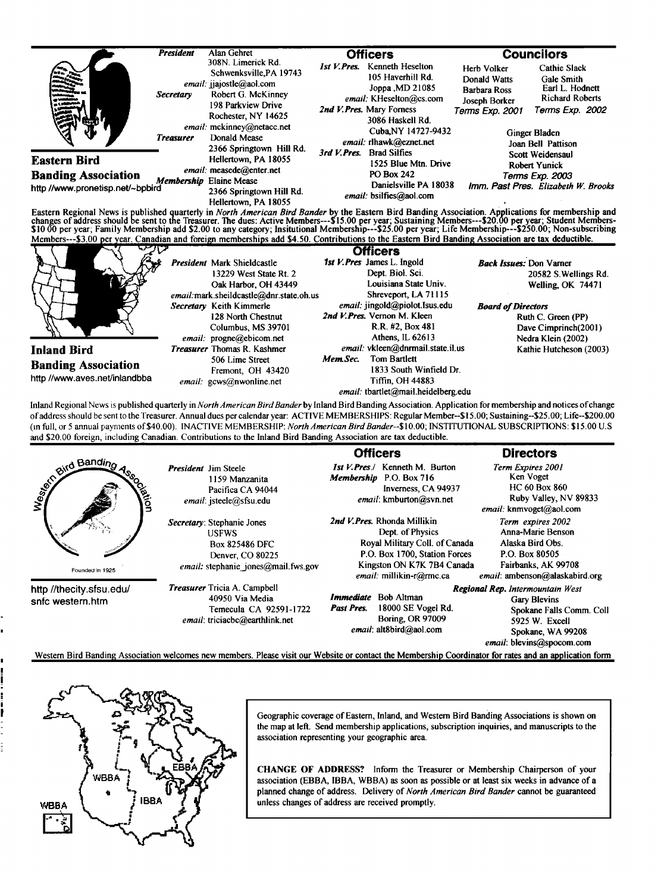## Eastern Bird Banding Association

http //www.pronetisp.net/~bpbird

**President** Alan Gehret
308N. Limerick Rd.
Schwenksville,PA 19743
*email:* jjajostle@aol.com

**Secretary** Robert G. McKinney
198 Parkview Drive
Rochester, NY 14625
*email:* mckinney@netacc.net

**Treasurer** Donald Mease
2366 Springtown Hill Rd.
Hellertown, PA 18055
*email:* measede@enter.net

**Membership** Elaine Mease
2366 Springtown Hill Rd.
Hellertown, PA 18055

### Officers

**1st V.Pres.** Kenneth Heselton
105 Haverhill Rd.
Joppa ,MD 21085
*email:* KHeselton@cs.com

**2nd V.Pres.** Mary Forness
3086 Haskell Rd.
Cuba,NY 14727-9432
*email:* rlhawk@eznet.net

**3rd V.Pres.** Brad Silfies
1525 Blue Mtn. Drive
PO Box 242
Danielsville PA 18038
*email:* bsilfies@aol.com

### Councilors

Herb Volker
Donald Watts
Barbara Ross
Joseph Borker
*Terms Exp. 2001*

Cathie Slack
Gale Smith
Earl L. Hodnett
Richard Roberts
*Terms Exp. 2002*

Ginger Bladen
Joan Bell Pattison
Scott Weidensaul
Robert Yunick
*Terms Exp. 2003*

*Imm. Past Pres.* Elizabeth W. Brooks

Eastern Regional News is published quarterly in *North American Bird Bander* by the Eastern Bird Banding Association. Applications for membership and changes of address should be sent to the Treasurer. The dues: Active Members---$15.00 per year; Sustaining Members---$20.00 per year; Student Members-$10 00 per year; Family Membership add $2.00 to any category; Insitutional Membership---$25.00 per year; Life Membership---$250.00; Non-subscribing Members---$3.00 per year. Canadian and foreign memberships add $4.50. Contributions to the Eastern Bird Banding Association are tax deductible.

## Inland Bird Banding Association

http //www.aves.net/inlandbba

**President** Mark Shieldcastle
13229 West State Rt. 2
Oak Harbor, OH 43449
*email:* mark.sheildcastle@dnr.state.oh.us

**Secretary** Keith Kimmerle
128 North Chestnut
Columbus, MS 39701
*email:* progne@ebicom.net

**Treasurer** Thomas R. Kashmer
506 Lime Street
Fremont, OH 43420
*email:* gcws@nwonline.net

### Officers

**1st V.Pres** James L. Ingold
Dept. Biol. Sci.
Louisiana State Univ.
Shreveport, LA 71115
*email:* jingold@piolot.lsus.edu

**2nd V.Pres.** Vernon M. Kleen
R.R. #2, Box 481
Athens, IL 62613
*email:* vkleen@dnrmail.state.il.us

**Mem.Sec.** Tom Bartlett
1833 South Winfield Dr.
Tiffin, OH 44883
*email:* tbartlet@mail.heidelberg.edu

**Back Issues:** Don Varner
20582 S.Wellings Rd.
Welling, OK 74471

**Board of Directors**
Ruth C. Green (PP)
Dave Cimprinch(2001)
Nedra Klein (2002)
Kathie Hutcheson (2003)

Inland Regional News is published quarterly in *North American Bird Bander* by Inland Bird Banding Association. Application for membership and notices of change of address should be sent to the Treasurer. Annual dues per calendar year: ACTIVE MEMBERSHIPS: Regular Member--$15.00; Sustaining--$25.00; Life--$200.00 (in full, or 5 annual payments of $40.00). INACTIVE MEMBERSHIP: *North American Bird Bander*--$10.00; INSTITUTIONAL SUBSCRIPTIONS: $15.00 U.S and $20.00 foreign, including Canadian. Contributions to the Inland Bird Banding Association are tax deductible.

## Western Bird Banding Association

Founded in 1925

http //thecity.sfsu.edu/snfc western.htm

**President** Jim Steele
1159 Manzanita
Pacifica CA 94044
*email:* jsteele@sfsu.edu

**Secretary:** Stephanie Jones
USFWS
Box 825486 DFC
Denver, CO 80225
*email:* stephanie_jones@mail.fws.gov

**Treasurer** Tricia A. Campbell
40950 Via Media
Temecula CA 92591-1722
*email:* triciacbc@earthlink.net

### Officers

**1st V.Pres./ Membership** Kenneth M. Burton
P.O. Box 716
Inverness, CA 94937
*email:* kmburton@svn.net

**2nd V.Pres.** Rhonda Millikin
Dept. of Physics
Royal Military Coll. of Canada
P.O. Box 1700, Station Forces
Kingston ON K7K 7B4 Canada
*email:* millikin-r@rmc.ca

**Immediate Past Pres.** Bob Altman
18000 SE Vogel Rd.
Boring, OR 97009
*email:* alt8bird@aol.com

### Directors

*Term Expires 2001*
Ken Voget
HC 60 Box 860
Ruby Valley, NV 89833
*email:* knmvoget@aol.com

*Term expires 2002*
Anna-Marie Benson
Alaska Bird Obs.
P.O. Box 80505
Fairbanks, AK 99708
*email:* ambenson@alaskabird.org

**Regional Rep. Intermountain West**
Gary Blevins
Spokane Falls Comm. Coll
5925 W. Excell
Spokane, WA 99208
*email:* blevins@spocom.com

Western Bird Banding Association welcomes new members. Please visit our Website or contact the Membership Coordinator for rates and an application form

---

WBBA EBBA IBBA WBBA

Geographic coverage of Eastern, Inland, and Western Bird Banding Associations is shown on the map at left. Send membership applications, subscription inquiries, and manuscripts to the association representing your geographic area.

**CHANGE OF ADDRESS?** Inform the Treasurer or Membership Chairperson of your association (EBBA, IBBA, WBBA) as soon as possible or at least six weeks in advance of a planned change of address. Delivery of *North American Bird Bander* cannot be guaranteed unless changes of address are received promptly.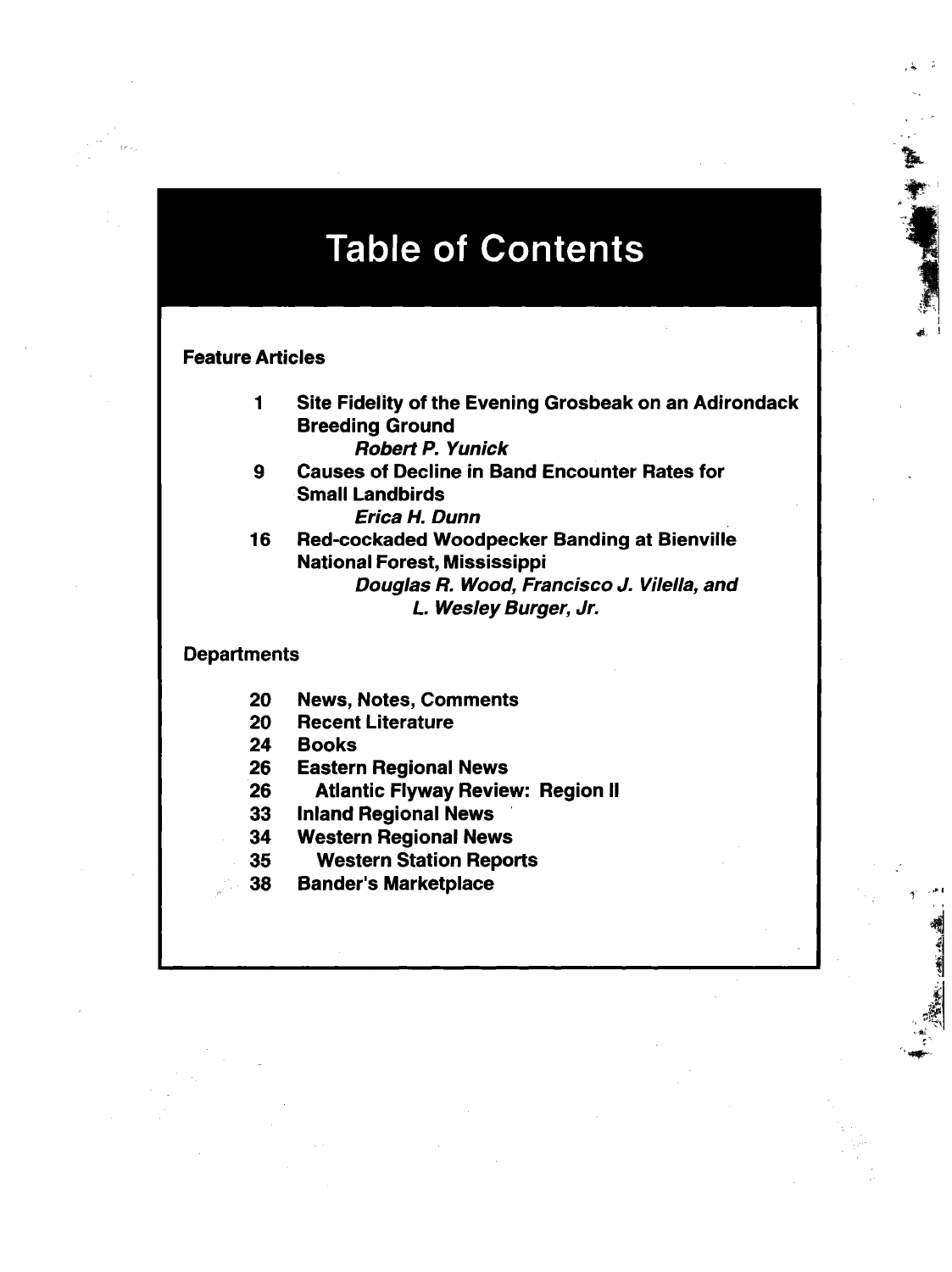# Table of Contents

## Feature Articles

1 **Site Fidelity of the Evening Grosbeak on an Adirondack Breeding Ground**
*Robert P. Yunick*

9 **Causes of Decline in Band Encounter Rates for Small Landbirds**
*Erica H. Dunn*

16 **Red-cockaded Woodpecker Banding at Bienville National Forest, Mississippi**
*Douglas R. Wood, Francisco J. Vilella, and L. Wesley Burger, Jr.*

## Departments

20 **News, Notes, Comments**
20 **Recent Literature**
24 **Books**
26 **Eastern Regional News**
26 **Atlantic Flyway Review: Region II**
33 **Inland Regional News**
34 **Western Regional News**
35 **Western Station Reports**
38 **Bander's Marketplace**